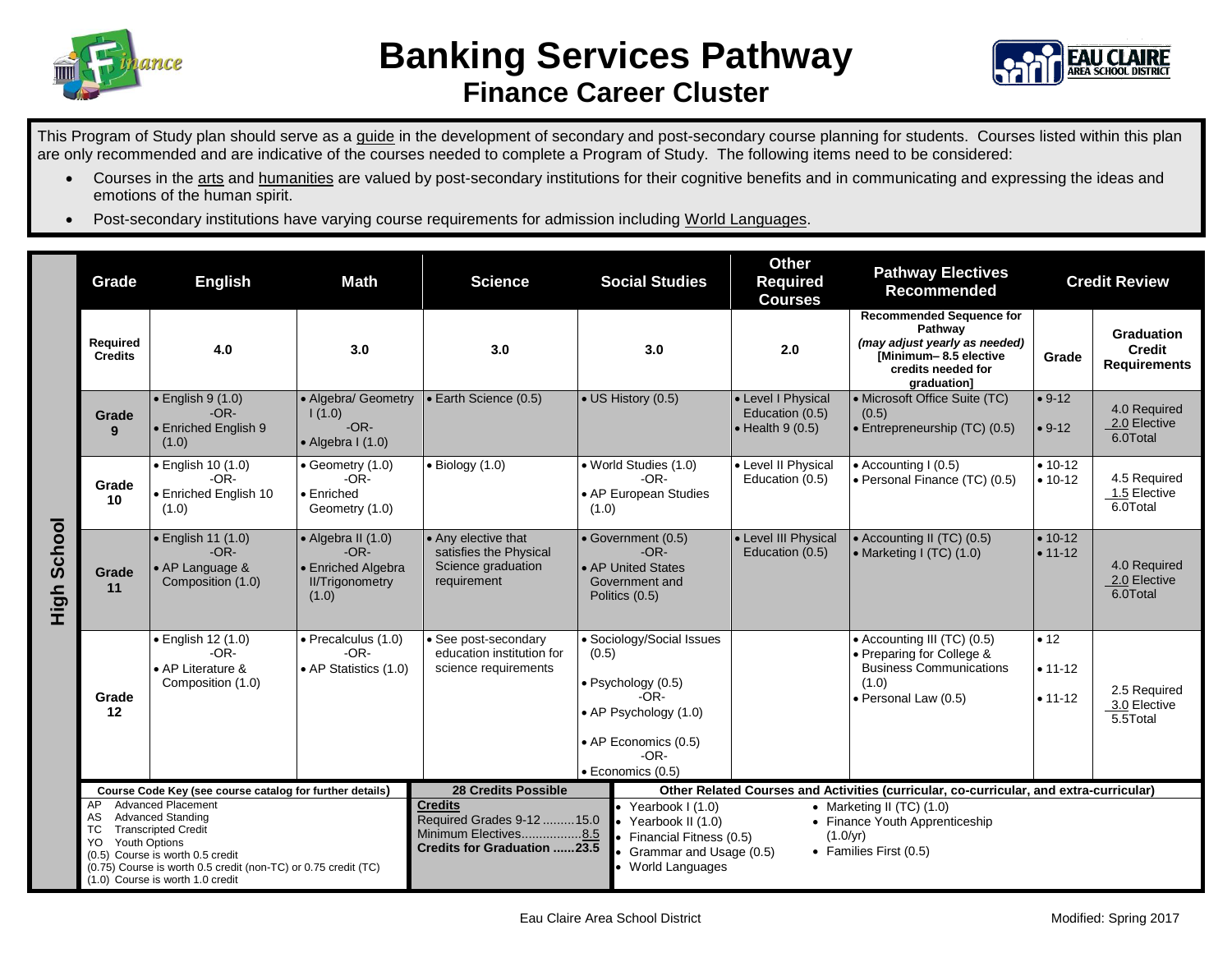# Banking Services Pathway

## Finance Career Cluster

This Program of Study plan should serve as a guide in the development of secondary and post-secondary course planning for students. Courses listed within this plan are only recommended and are indicative of the courses needed to complete a Program of Study. The following items need to be considered:

- Courses in the arts and humanities are valued by post-secondary institutions for their cognitive benefits and in communicating and expressing the ideas and emotions of the human spirit.
- Post-secondary institutions have varying course requirements for admission including World Languages.

**High School**

| Grade | English | Math | Science | Social Studies | Other Required Courses | Pathway Electives Recommended | Grade | Credit Review |
|---|---|---|---|---|---|---|---|---|
| Required Credits | 4.0 | 3.0 | 3.0 | 3.0 | 2.0 | **Recommended Sequence for Pathway** *(may adjust yearly as needed)* **[Minimum– 8.5 elective credits needed for graduation]** | Grade | **Graduation Credit Requirements** |
| Grade 9 | • English 9 (1.0) -OR- • Enriched English 9 (1.0) | • Algebra/ Geometry I (1.0) -OR- • Algebra I (1.0) | • Earth Science (0.5) | • US History (0.5) | • Level I Physical Education (0.5) • Health 9 (0.5) | • Microsoft Office Suite (TC) (0.5) • Entrepreneurship (TC) (0.5) | • 9-12 • 9-12 | 4.0 Required 2.0 Elective 6.0Total |
| Grade 10 | • English 10 (1.0) -OR- • Enriched English 10 (1.0) | • Geometry (1.0) -OR- • Enriched Geometry (1.0) | • Biology (1.0) | • World Studies (1.0) -OR- • AP European Studies (1.0) | • Level II Physical Education (0.5) | • Accounting I (0.5) • Personal Finance (TC) (0.5) | • 10-12 • 10-12 | 4.5 Required 1.5 Elective 6.0Total |
| Grade 11 | • English 11 (1.0) -OR- • AP Language & Composition (1.0) | • Algebra II (1.0) -OR- • Enriched Algebra II/Trigonometry (1.0) | • Any elective that satisfies the Physical Science graduation requirement | • Government (0.5) -OR- • AP United States Government and Politics (0.5) | • Level III Physical Education (0.5) | • Accounting II (TC) (0.5) • Marketing I (TC) (1.0) | • 10-12 • 11-12 | 4.0 Required 2.0 Elective 6.0Total |
| Grade 12 | • English 12 (1.0) -OR- • AP Literature & Composition (1.0) | • Precalculus (1.0) -OR- • AP Statistics (1.0) | • See post-secondary education institution for science requirements | • Sociology/Social Issues (0.5) • Psychology (0.5) -OR- • AP Psychology (1.0) • AP Economics (0.5) -OR- • Economics (0.5) | | • Accounting III (TC) (0.5) • Preparing for College & Business Communications (1.0) • Personal Law (0.5) | • 12 • 11-12 • 11-12 | 2.5 Required 3.0 Elective 5.5Total |

**Course Code Key (see course catalog for further details)**

- AP Advanced Placement
- AS Advanced Standing
- TC Transcripted Credit
- YO Youth Options
- (0.5) Course is worth 0.5 credit
- (0.75) Course is worth 0.5 credit (non-TC) or 0.75 credit (TC)
- (1.0) Course is worth 1.0 credit

**28 Credits Possible**

**Credits**
Required Grades 9-12 .........15.0
Minimum Electives.................8.5
**Credits for Graduation ......23.5**

**Other Related Courses and Activities (curricular, co-curricular, and extra-curricular)**

- Yearbook I (1.0)
- Yearbook II (1.0)
- Financial Fitness (0.5)
- Grammar and Usage (0.5)
- World Languages
- Marketing II (TC) (1.0)
- Finance Youth Apprenticeship (1.0/yr)
- Families First (0.5)

Eau Claire Area School District

Modified: Spring 2017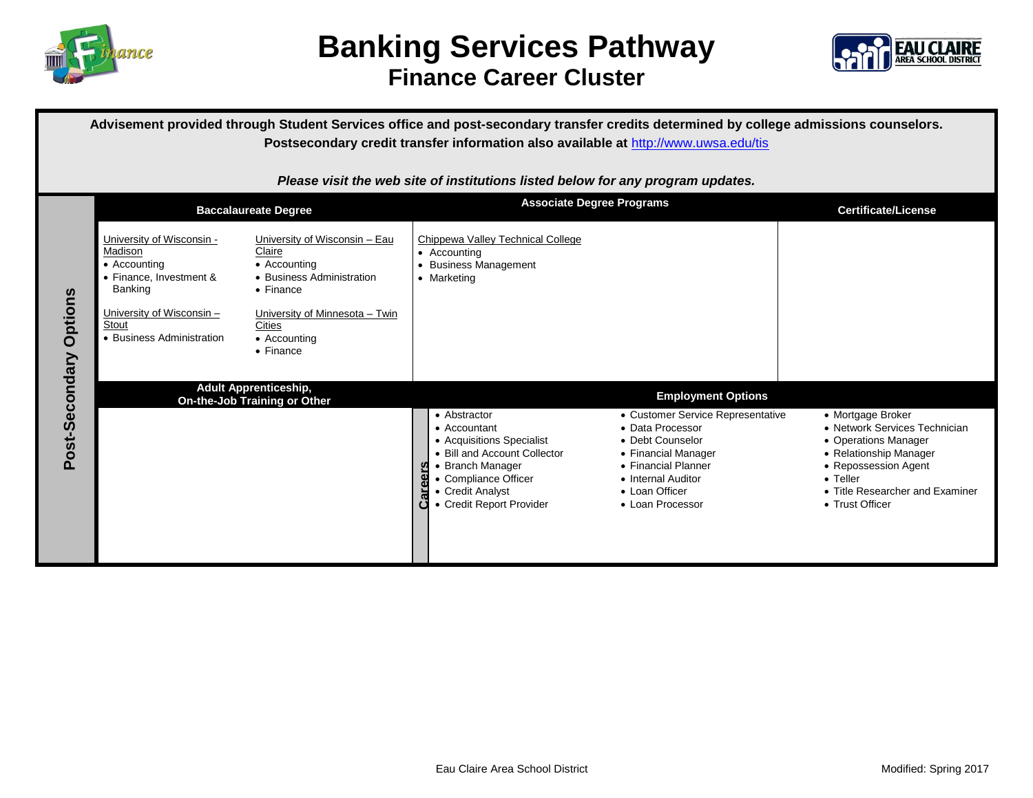# Banking Services Pathway

## Finance Career Cluster

**Advisement provided through Student Services office and post-secondary transfer credits determined by college admissions counselors.**
**Postsecondary credit transfer information also available at** http://www.uwsa.edu/tis

***Please visit the web site of institutions listed below for any program updates.***

### Post-Secondary Options

| Baccalaureate Degree | | Associate Degree Programs | Certificate/License |
|---|---|---|---|
| University of Wisconsin - Madison<br>• Accounting<br>• Finance, Investment & Banking<br><br>University of Wisconsin – Stout<br>• Business Administration | University of Wisconsin – Eau Claire<br>• Accounting<br>• Business Administration<br>• Finance<br><br>University of Minnesota – Twin Cities<br>• Accounting<br>• Finance | Chippewa Valley Technical College<br>• Accounting<br>• Business Management<br>• Marketing | |

| Adult Apprenticeship, On-the-Job Training or Other | Employment Options | | |
|---|---|---|---|
| | **Careers**<br>• Abstractor<br>• Accountant<br>• Acquisitions Specialist<br>• Bill and Account Collector<br>• Branch Manager<br>• Compliance Officer<br>• Credit Analyst<br>• Credit Report Provider | • Customer Service Representative<br>• Data Processor<br>• Debt Counselor<br>• Financial Manager<br>• Financial Planner<br>• Internal Auditor<br>• Loan Officer<br>• Loan Processor | • Mortgage Broker<br>• Network Services Technician<br>• Operations Manager<br>• Relationship Manager<br>• Repossession Agent<br>• Teller<br>• Title Researcher and Examiner<br>• Trust Officer |

Eau Claire Area School District

Modified: Spring 2017